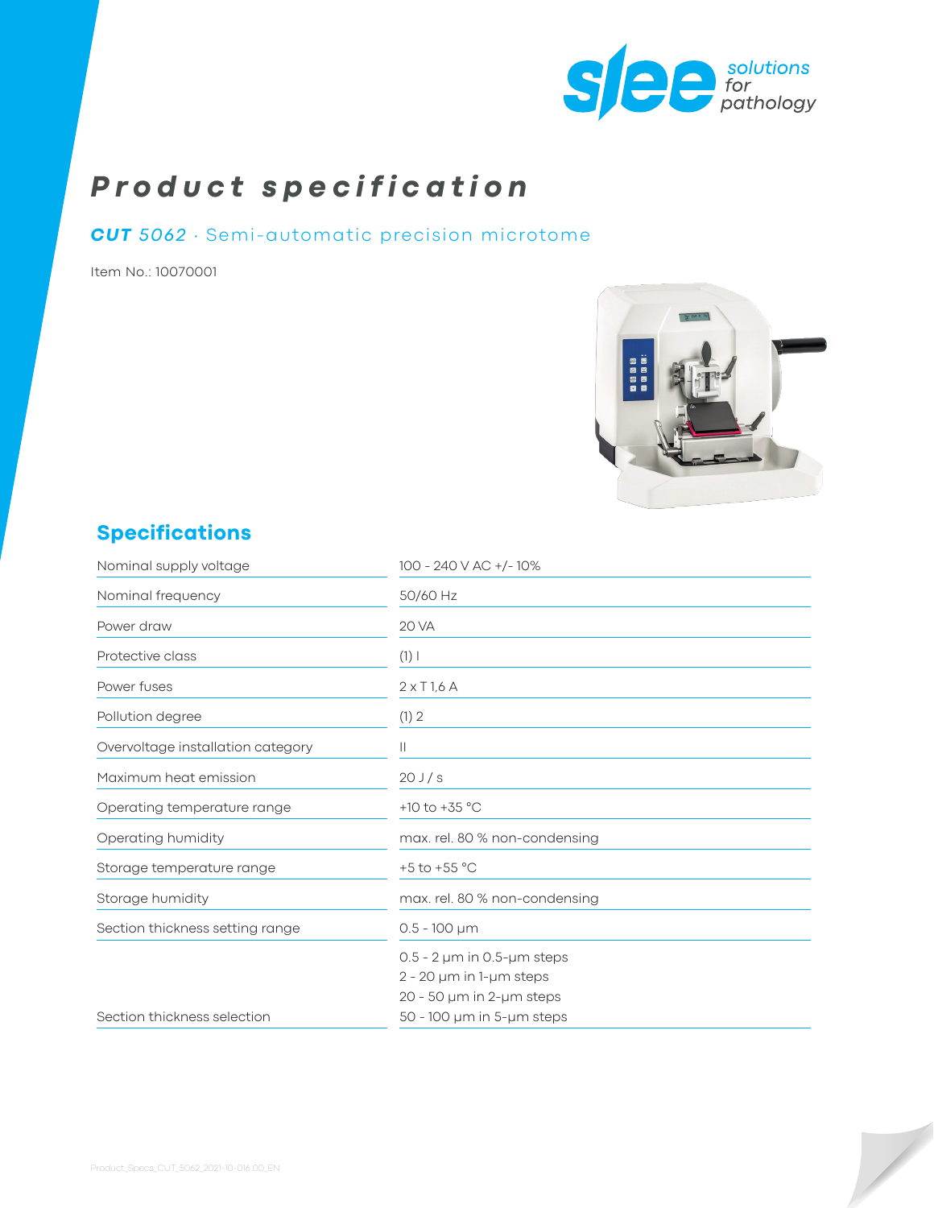# Product specification

## **CUT** *5062* · Semi-automatic precision microtome

Item No.: 10070001

## Specifications

| | |
|---|---|
| Nominal supply voltage | 100 - 240 V AC +/- 10% |
| Nominal frequency | 50/60 Hz |
| Power draw | 20 VA |
| Protective class | (1) I |
| Power fuses | 2 x T 1,6 A |
| Pollution degree | (1) 2 |
| Overvoltage installation category | II |
| Maximum heat emission | 20 J / s |
| Operating temperature range | +10 to +35 °C |
| Operating humidity | max. rel. 80 % non-condensing |
| Storage temperature range | +5 to +55 °C |
| Storage humidity | max. rel. 80 % non-condensing |
| Section thickness setting range | 0.5 - 100 µm |
| Section thickness selection | 0.5 - 2 µm in 0.5-µm steps<br>2 - 20 µm in 1-µm steps<br>20 - 50 µm in 2-µm steps<br>50 - 100 µm in 5-µm steps |

Product_Specs_CUT_5062_2021-10-016.00_EN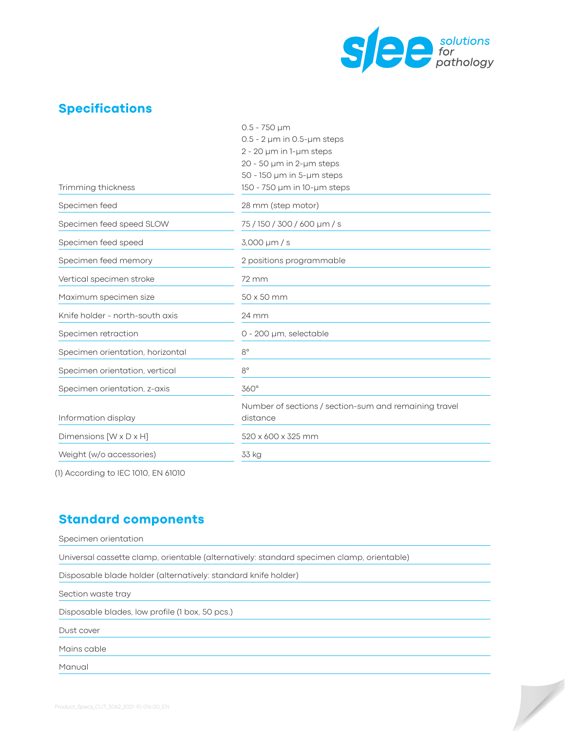## Specifications

| | |
|---|---|
| Trimming thickness | 0.5 - 750 µm<br>0.5 - 2 µm in 0.5-µm steps<br>2 - 20 µm in 1-µm steps<br>20 - 50 µm in 2-µm steps<br>50 - 150 µm in 5-µm steps<br>150 - 750 µm in 10-µm steps |
| Specimen feed | 28 mm (step motor) |
| Specimen feed speed SLOW | 75 / 150 / 300 / 600 µm / s |
| Specimen feed speed | 3,000 µm / s |
| Specimen feed memory | 2 positions programmable |
| Vertical specimen stroke | 72 mm |
| Maximum specimen size | 50 x 50 mm |
| Knife holder - north-south axis | 24 mm |
| Specimen retraction | 0 - 200 µm, selectable |
| Specimen orientation, horizontal | 8° |
| Specimen orientation, vertical | 8° |
| Specimen orientation, z-axis | 360° |
| Information display | Number of sections / section-sum and remaining travel distance |
| Dimensions [W x D x H] | 520 x 600 x 325 mm |
| Weight (w/o accessories) | 33 kg |

(1) According to IEC 1010, EN 61010

## Standard components

- Specimen orientation
- Universal cassette clamp, orientable (alternatively: standard specimen clamp, orientable)
- Disposable blade holder (alternatively: standard knife holder)
- Section waste tray
- Disposable blades, low profile (1 box, 50 pcs.)
- Dust cover
- Mains cable
- Manual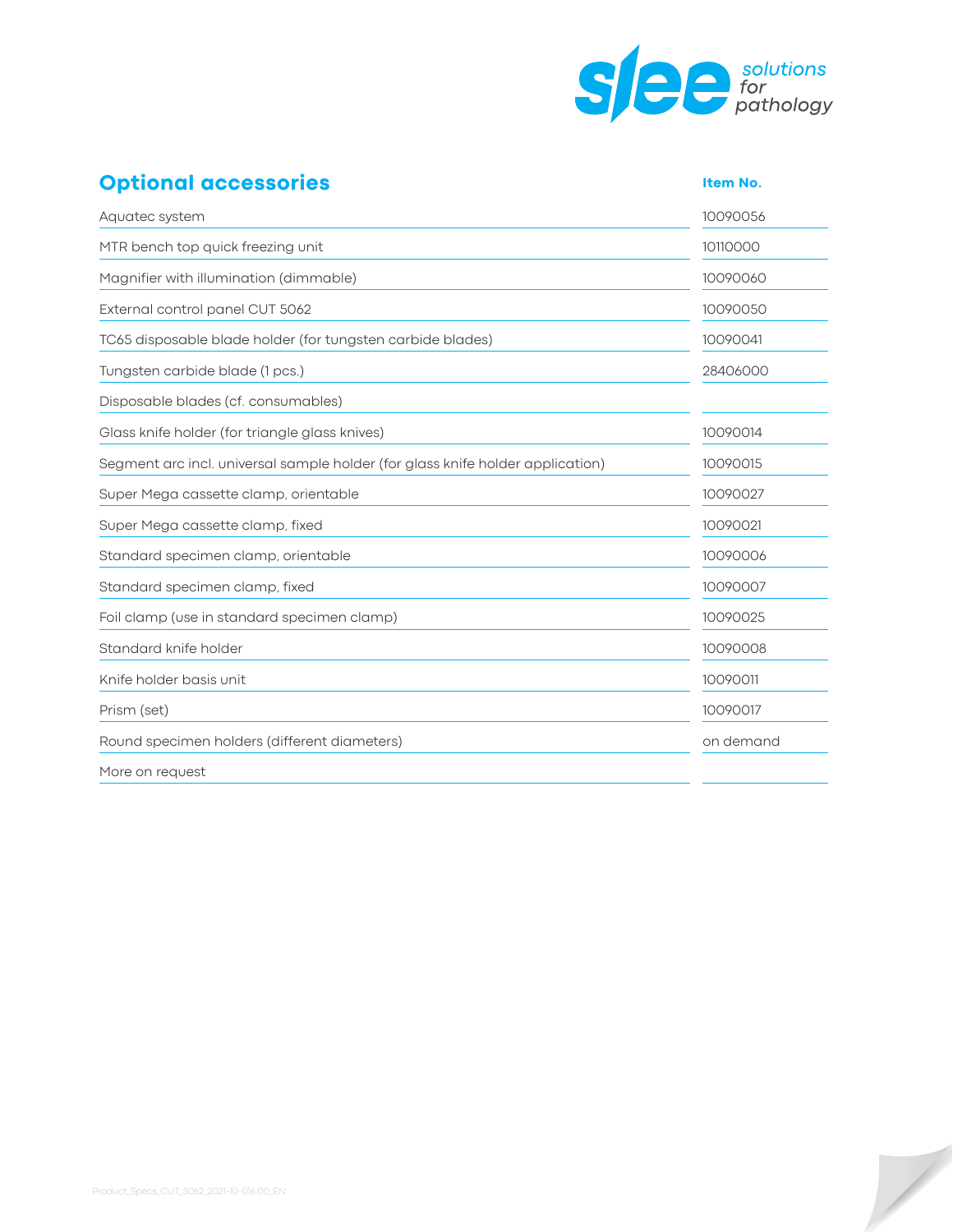| Optional accessories | Item No. |
| --- | --- |
| Aquatec system | 10090056 |
| MTR bench top quick freezing unit | 10110000 |
| Magnifier with illumination (dimmable) | 10090060 |
| External control panel CUT 5062 | 10090050 |
| TC65 disposable blade holder (for tungsten carbide blades) | 10090041 |
| Tungsten carbide blade (1 pcs.) | 28406000 |
| Disposable blades (cf. consumables) | |
| Glass knife holder (for triangle glass knives) | 10090014 |
| Segment arc incl. universal sample holder (for glass knife holder application) | 10090015 |
| Super Mega cassette clamp, orientable | 10090027 |
| Super Mega cassette clamp, fixed | 10090021 |
| Standard specimen clamp, orientable | 10090006 |
| Standard specimen clamp, fixed | 10090007 |
| Foil clamp (use in standard specimen clamp) | 10090025 |
| Standard knife holder | 10090008 |
| Knife holder basis unit | 10090011 |
| Prism (set) | 10090017 |
| Round specimen holders (different diameters) | on demand |
| More on request | |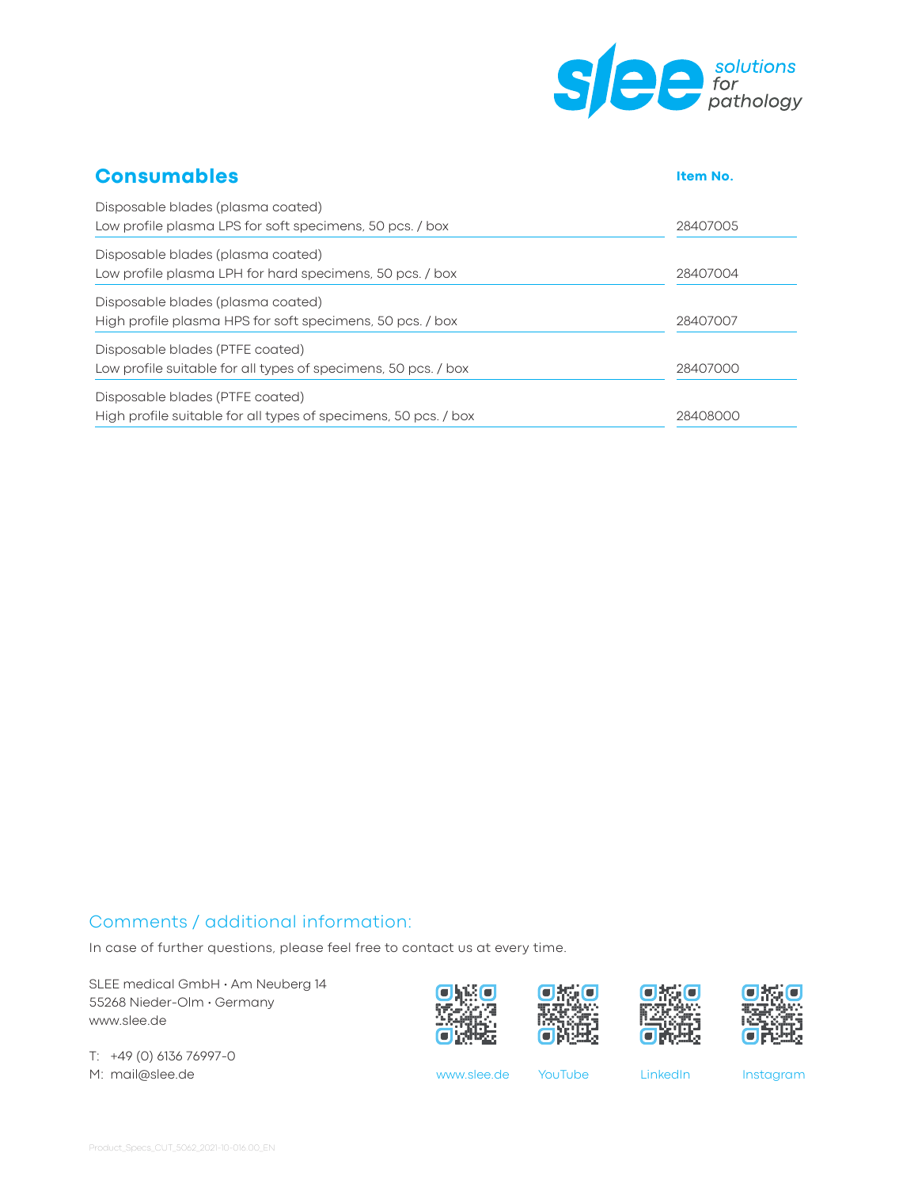## Consumables

| | Item No. |
|---|---|
| Disposable blades (plasma coated)<br>Low profile plasma LPS for soft specimens, 50 pcs. / box | 28407005 |
| Disposable blades (plasma coated)<br>Low profile plasma LPH for hard specimens, 50 pcs. / box | 28407004 |
| Disposable blades (plasma coated)<br>High profile plasma HPS for soft specimens, 50 pcs. / box | 28407007 |
| Disposable blades (PTFE coated)<br>Low profile suitable for all types of specimens, 50 pcs. / box | 28407000 |
| Disposable blades (PTFE coated)<br>High profile suitable for all types of specimens, 50 pcs. / box | 28408000 |

## Comments / additional information:

In case of further questions, please feel free to contact us at every time.

SLEE medical GmbH • Am Neuberg 14
55268 Nieder-Olm • Germany
www.slee.de

T: +49 (0) 6136 76997-0
M: mail@slee.de

www.slee.de YouTube LinkedIn Instagram

Product_Specs_CUT_5062_2021-10-016.00_EN